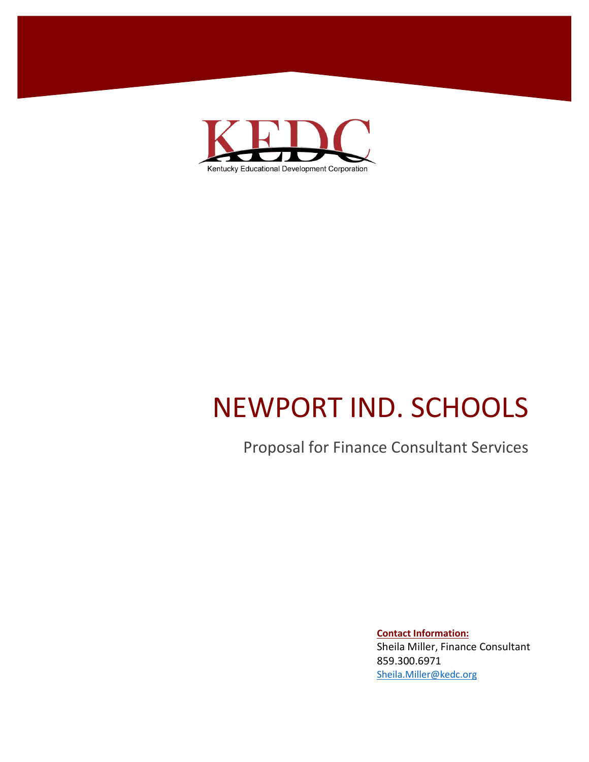KEDC

Kentucky Educational Development Corporation

# NEWPORT IND. SCHOOLS

## Proposal for Finance Consultant Services

**Contact Information:**

Sheila Miller, Finance Consultant
859.300.6971
Sheila.Miller@kedc.org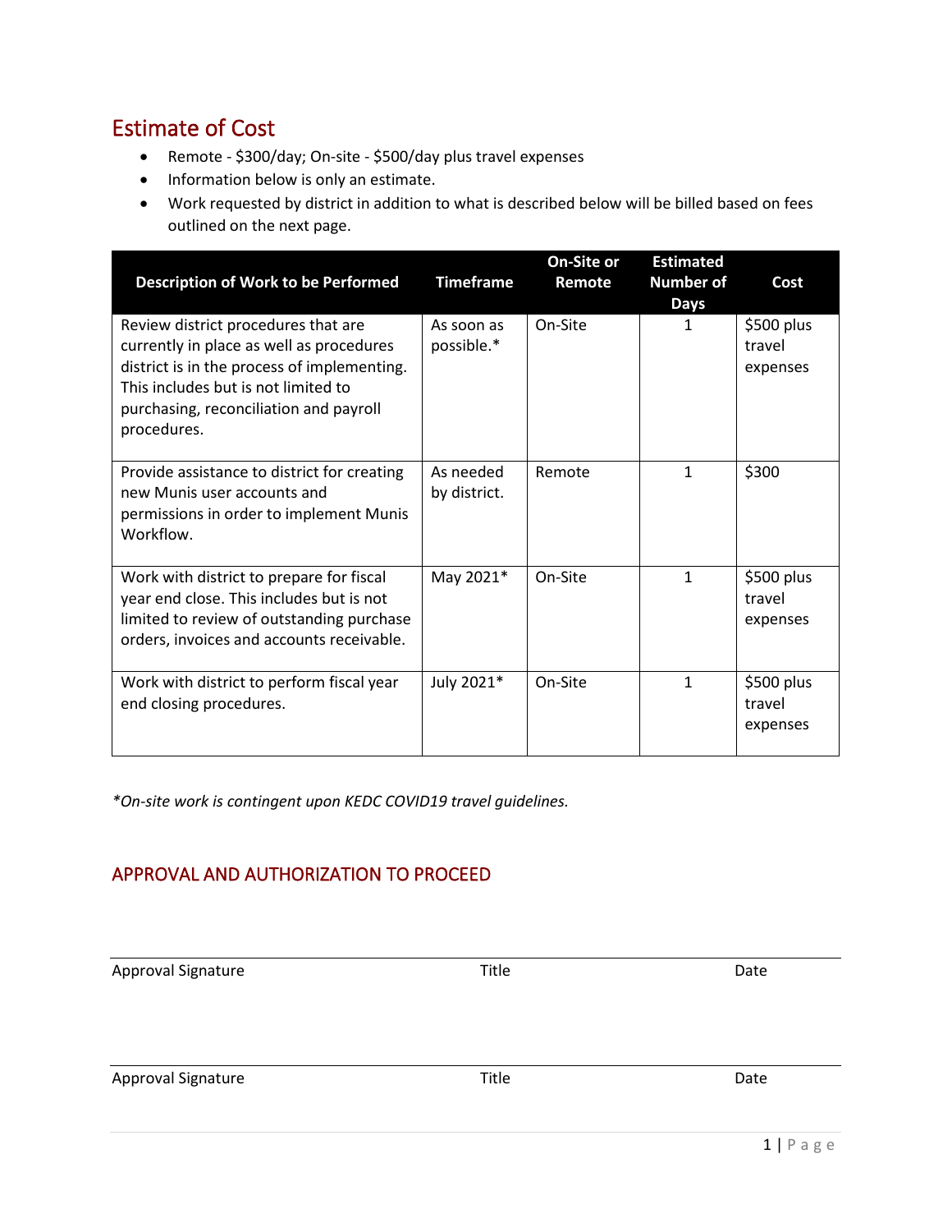## Estimate of Cost

- Remote - $300/day; On-site - $500/day plus travel expenses
- Information below is only an estimate.
- Work requested by district in addition to what is described below will be billed based on fees outlined on the next page.

| Description of Work to be Performed | Timeframe | On-Site or Remote | Estimated Number of Days | Cost |
|---|---|---|---|---|
| Review district procedures that are currently in place as well as procedures district is in the process of implementing. This includes but is not limited to purchasing, reconciliation and payroll procedures. | As soon as possible.* | On-Site | 1 | $500 plus travel expenses |
| Provide assistance to district for creating new Munis user accounts and permissions in order to implement Munis Workflow. | As needed by district. | Remote | 1 | $300 |
| Work with district to prepare for fiscal year end close. This includes but is not limited to review of outstanding purchase orders, invoices and accounts receivable. | May 2021* | On-Site | 1 | $500 plus travel expenses |
| Work with district to perform fiscal year end closing procedures. | July 2021* | On-Site | 1 | $500 plus travel expenses |

*\*On-site work is contingent upon KEDC COVID19 travel guidelines.*

### APPROVAL AND AUTHORIZATION TO PROCEED

Approval Signature　　　　Title　　　　Date

Approval Signature　　　　Title　　　　Date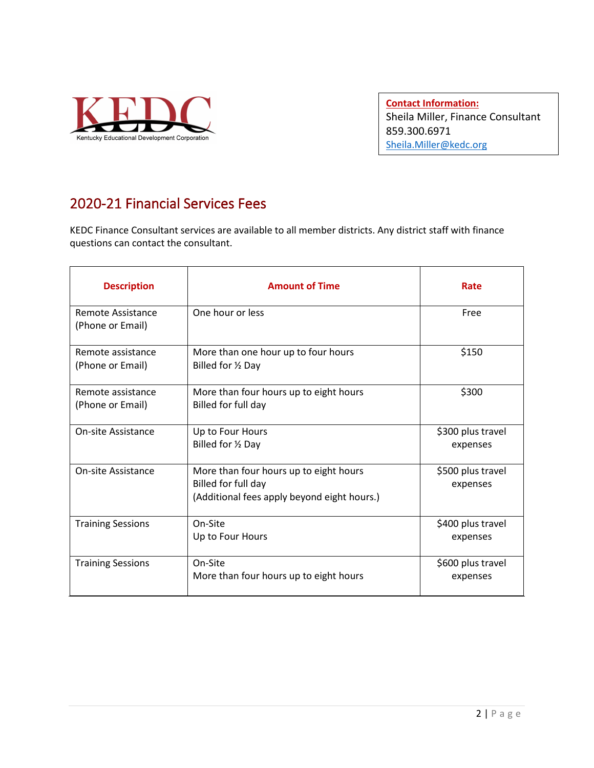KEDC
Kentucky Educational Development Corporation

**Contact Information:**
Sheila Miller, Finance Consultant
859.300.6971
Sheila.Miller@kedc.org

## 2020-21 Financial Services Fees

KEDC Finance Consultant services are available to all member districts. Any district staff with finance questions can contact the consultant.

| Description | Amount of Time | Rate |
|---|---|---|
| Remote Assistance (Phone or Email) | One hour or less | Free |
| Remote assistance (Phone or Email) | More than one hour up to four hours<br>Billed for ½ Day | $150 |
| Remote assistance (Phone or Email) | More than four hours up to eight hours<br>Billed for full day | $300 |
| On-site Assistance | Up to Four Hours<br>Billed for ½ Day | $300 plus travel expenses |
| On-site Assistance | More than four hours up to eight hours<br>Billed for full day<br>(Additional fees apply beyond eight hours.) | $500 plus travel expenses |
| Training Sessions | On-Site<br>Up to Four Hours | $400 plus travel expenses |
| Training Sessions | On-Site<br>More than four hours up to eight hours | $600 plus travel expenses |